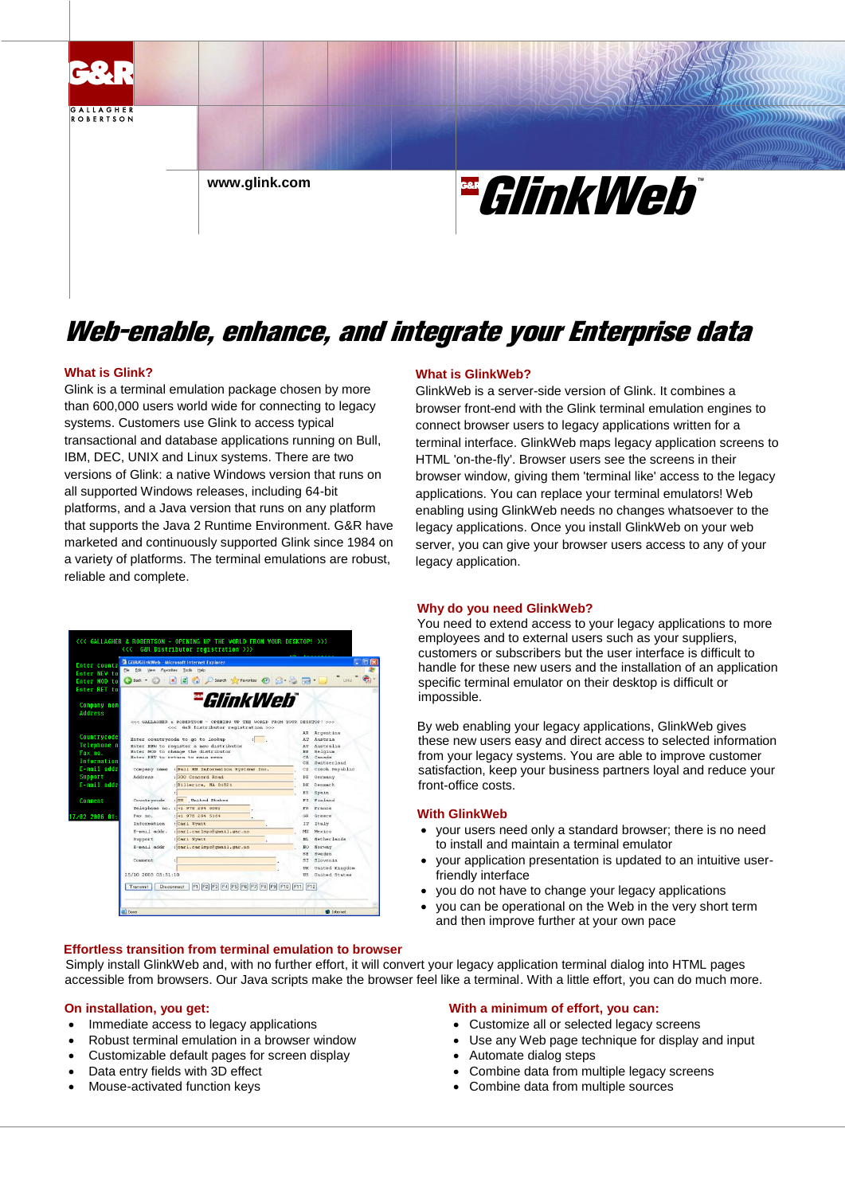www.glink.com

# GlinkWeb™

## Web-enable, enhance, and integrate your Enterprise data

### What is Glink?

Glink is a terminal emulation package chosen by more than 600,000 users world wide for connecting to legacy systems. Customers use Glink to access typical transactional and database applications running on Bull, IBM, DEC, UNIX and Linux systems. There are two versions of Glink: a native Windows version that runs on all supported Windows releases, including 64-bit platforms, and a Java version that runs on any platform that supports the Java 2 Runtime Environment. G&R have marketed and continuously supported Glink since 1984 on a variety of platforms. The terminal emulations are robust, reliable and complete.

### What is GlinkWeb?

GlinkWeb is a server-side version of Glink. It combines a browser front-end with the Glink terminal emulation engines to connect browser users to legacy applications written for a terminal interface. GlinkWeb maps legacy application screens to HTML 'on-the-fly'. Browser users see the screens in their browser window, giving them 'terminal like' access to the legacy applications. You can replace your terminal emulators! Web enabling using GlinkWeb needs no changes whatsoever to the legacy applications. Once you install GlinkWeb on your web server, you can give your browser users access to any of your legacy application.

### Why do you need GlinkWeb?

You need to extend access to your legacy applications to more employees and to external users such as your suppliers, customers or subscribers but the user interface is difficult to handle for these new users and the installation of an application specific terminal emulator on their desktop is difficult or impossible.

By web enabling your legacy applications, GlinkWeb gives these new users easy and direct access to selected information from your legacy systems. You are able to improve customer satisfaction, keep your business partners loyal and reduce your front-office costs.

### With GlinkWeb

- your users need only a standard browser; there is no need to install and maintain a terminal emulator
- your application presentation is updated to an intuitive user-friendly interface
- you do not have to change your legacy applications
- you can be operational on the Web in the very short term and then improve further at your own pace

### Effortless transition from terminal emulation to browser

Simply install GlinkWeb and, with no further effort, it will convert your legacy application terminal dialog into HTML pages accessible from browsers. Our Java scripts make the browser feel like a terminal. With a little effort, you can do much more.

### On installation, you get:

- Immediate access to legacy applications
- Robust terminal emulation in a browser window
- Customizable default pages for screen display
- Data entry fields with 3D effect
- Mouse-activated function keys

### With a minimum of effort, you can:

- Customize all or selected legacy screens
- Use any Web page technique for display and input
- Automate dialog steps
- Combine data from multiple legacy screens
- Combine data from multiple sources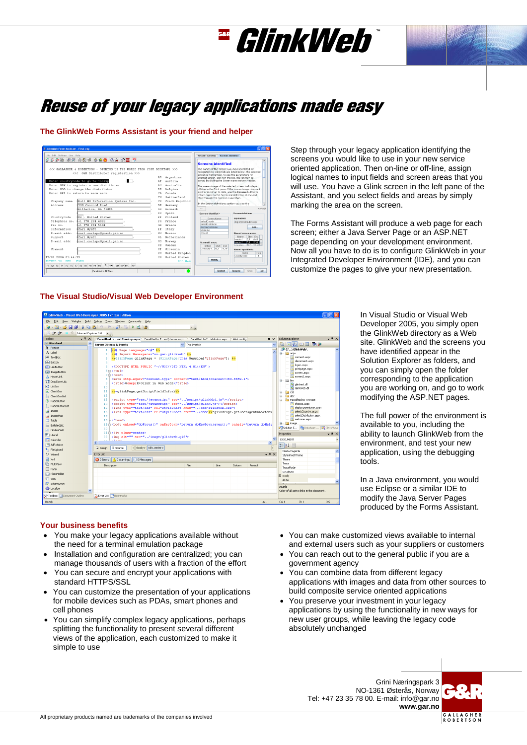# Reuse of your legacy applications made easy

## The GlinkWeb Forms Assistant is your friend and helper

Step through your legacy application identifying the screens you would like to use in your new service oriented application. Then on-line or off-line, assign logical names to input fields and screen areas that you will use. You have a Glink screen in the left pane of the Assistant, and you select fields and areas by simply marking the area on the screen.

The Forms Assistant will produce a web page for each screen; either a Java Server Page or an ASP.NET page depending on your development environment. Now all you have to do is to configure GlinkWeb in your Integrated Developer Environment (IDE), and you can customize the pages to give your new presentation.

## The Visual Studio/Visual Web Developer Environment

In Visual Studio or Visual Web Developer 2005, you simply open the GlinkWeb directory as a Web site. GlinkWeb and the screens you have identified appear in the Solution Explorer as folders, and you can simply open the folder corresponding to the application you are working on, and go to work modifying the ASP.NET pages.

The full power of the environment is available to you, including the ability to launch GlinkWeb from the environment, and test your new application, using the debugging tools.

In a Java environment, you would use Eclipse or a similar IDE to modify the Java Server Pages produced by the Forms Assistant.

## Your business benefits

- You make your legacy applications available without the need for a terminal emulation package
- Installation and configuration are centralized; you can manage thousands of users with a fraction of the effort
- You can secure and encrypt your applications with standard HTTPS/SSL
- You can customize the presentation of your applications for mobile devices such as PDAs, smart phones and cell phones
- You can simplify complex legacy applications, perhaps splitting the functionality to present several different views of the application, each customized to make it simple to use
- You can make customized views available to internal and external users such as your suppliers or customers
- You can reach out to the general public if you are a government agency
- You can combine data from different legacy applications with images and data from other sources to build composite service oriented applications
- You preserve your investment in your legacy applications by using the functionality in new ways for new user groups, while leaving the legacy code absolutely unchanged

Grini Næringspark 3
NO-1361 Østerås, Norway
Tel: +47 23 35 78 00. E-mail: info@gar.no
**www.gar.no**

All proprietary products named are trademarks of the companies involved